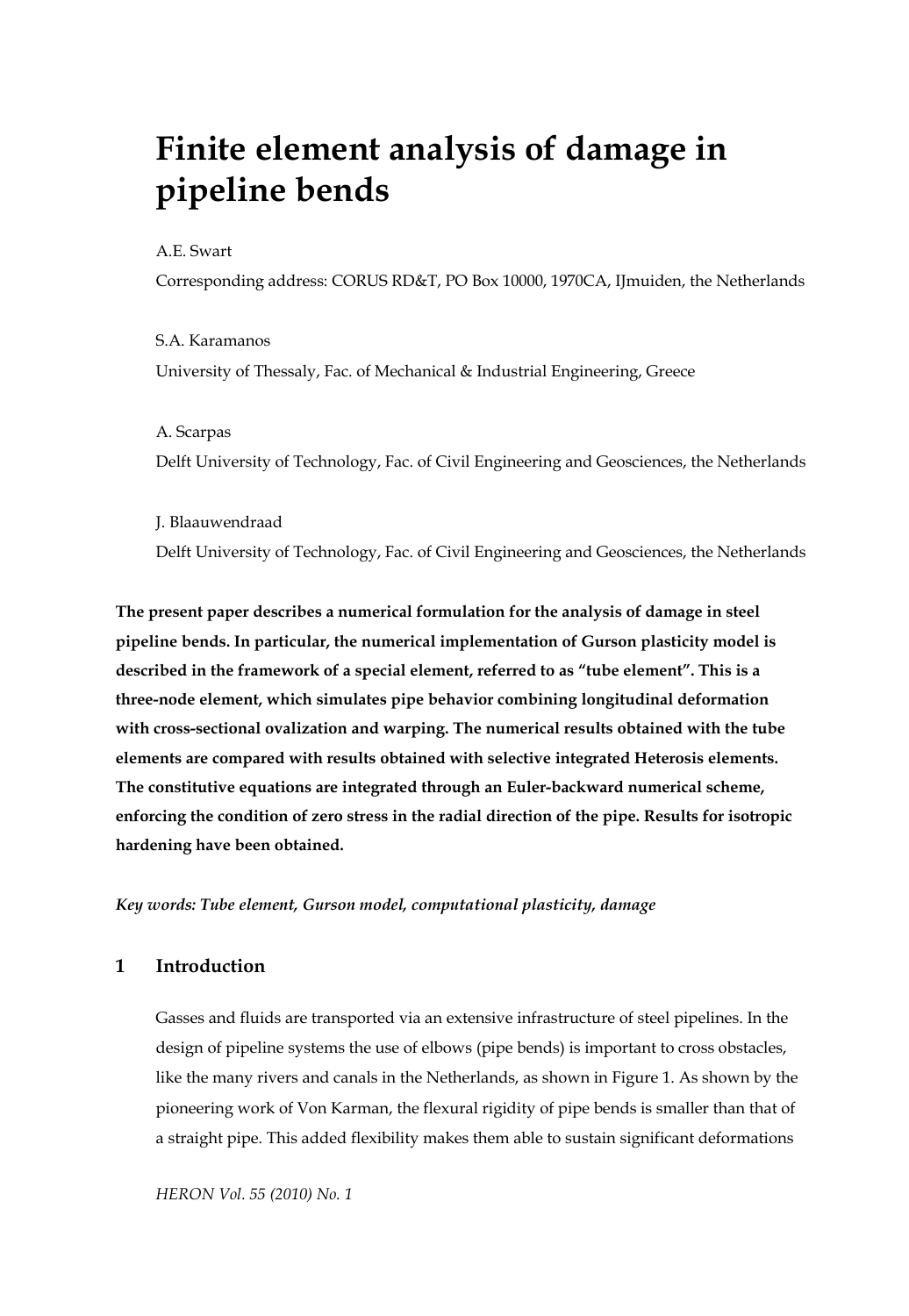# Finite element analysis of damage in pipeline bends

A.E. Swart

Corresponding address: CORUS RD&T, PO Box 10000, 1970CA, IJmuiden, the Netherlands

S.A. Karamanos

University of Thessaly, Fac. of Mechanical & Industrial Engineering, Greece

A. Scarpas

Delft University of Technology, Fac. of Civil Engineering and Geosciences, the Netherlands

J. Blaauwendraad

Delft University of Technology, Fac. of Civil Engineering and Geosciences, the Netherlands

**The present paper describes a numerical formulation for the analysis of damage in steel pipeline bends. In particular, the numerical implementation of Gurson plasticity model is described in the framework of a special element, referred to as "tube element". This is a three-node element, which simulates pipe behavior combining longitudinal deformation with cross-sectional ovalization and warping. The numerical results obtained with the tube elements are compared with results obtained with selective integrated Heterosis elements. The constitutive equations are integrated through an Euler-backward numerical scheme, enforcing the condition of zero stress in the radial direction of the pipe. Results for isotropic hardening have been obtained.**

***Key words: Tube element, Gurson model, computational plasticity, damage***

## 1 Introduction

Gasses and fluids are transported via an extensive infrastructure of steel pipelines. In the design of pipeline systems the use of elbows (pipe bends) is important to cross obstacles, like the many rivers and canals in the Netherlands, as shown in Figure 1. As shown by the pioneering work of Von Karman, the flexural rigidity of pipe bends is smaller than that of a straight pipe. This added flexibility makes them able to sustain significant deformations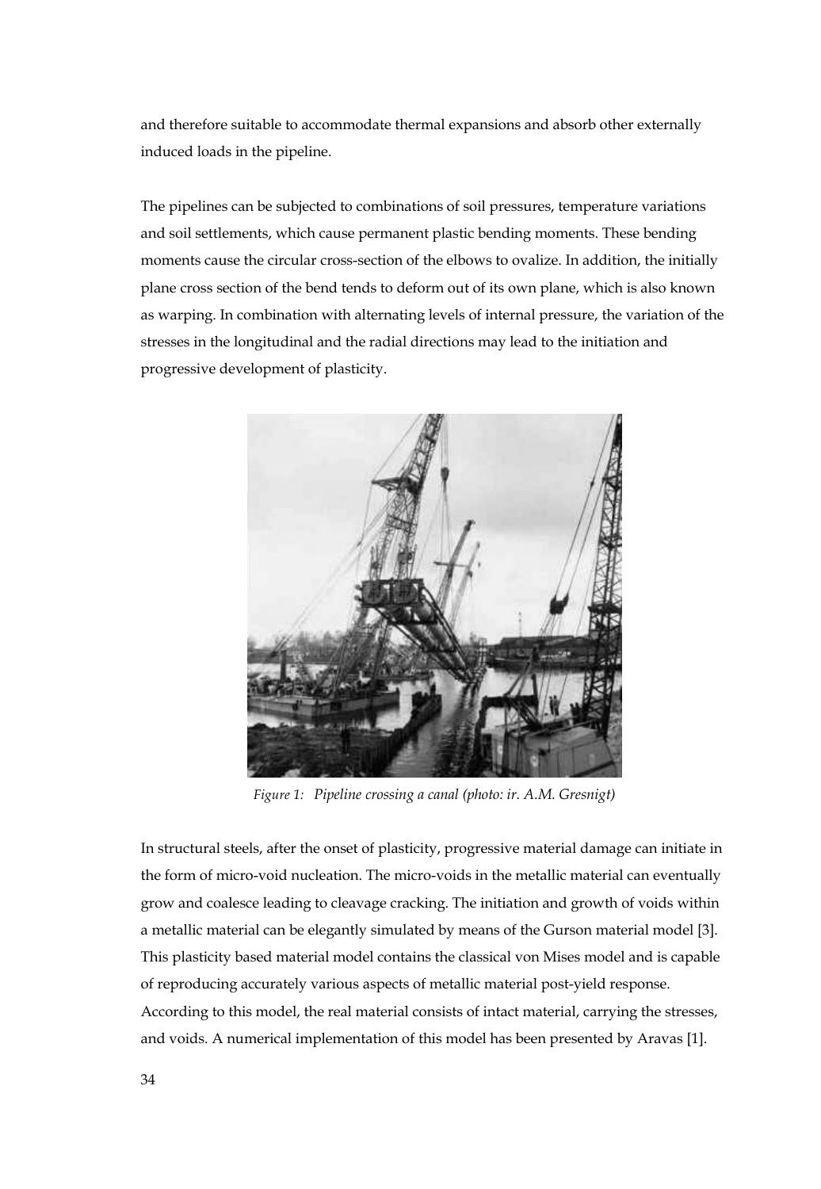and therefore suitable to accommodate thermal expansions and absorb other externally induced loads in the pipeline.

The pipelines can be subjected to combinations of soil pressures, temperature variations and soil settlements, which cause permanent plastic bending moments. These bending moments cause the circular cross-section of the elbows to ovalize. In addition, the initially plane cross section of the bend tends to deform out of its own plane, which is also known as warping. In combination with alternating levels of internal pressure, the variation of the stresses in the longitudinal and the radial directions may lead to the initiation and progressive development of plasticity.

*Figure 1: Pipeline crossing a canal (photo: ir. A.M. Gresnigt)*

In structural steels, after the onset of plasticity, progressive material damage can initiate in the form of micro-void nucleation. The micro-voids in the metallic material can eventually grow and coalesce leading to cleavage cracking. The initiation and growth of voids within a metallic material can be elegantly simulated by means of the Gurson material model [3]. This plasticity based material model contains the classical von Mises model and is capable of reproducing accurately various aspects of metallic material post-yield response. According to this model, the real material consists of intact material, carrying the stresses, and voids. A numerical implementation of this model has been presented by Aravas [1].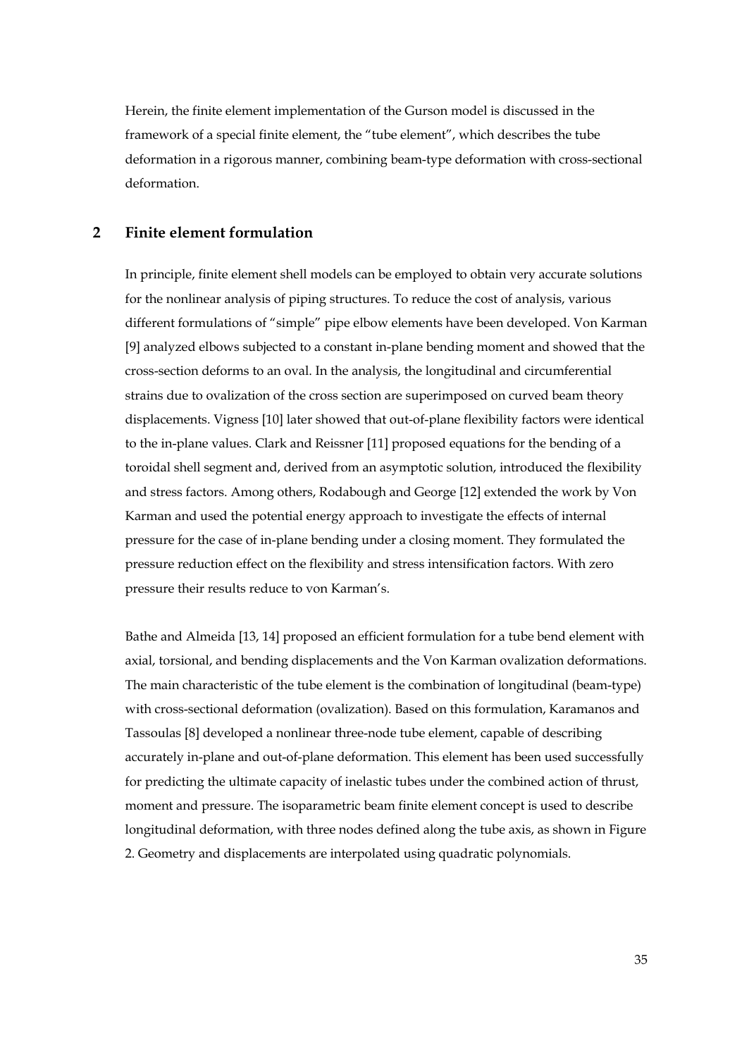Herein, the finite element implementation of the Gurson model is discussed in the framework of a special finite element, the "tube element", which describes the tube deformation in a rigorous manner, combining beam-type deformation with cross-sectional deformation.

## 2 Finite element formulation

In principle, finite element shell models can be employed to obtain very accurate solutions for the nonlinear analysis of piping structures. To reduce the cost of analysis, various different formulations of "simple" pipe elbow elements have been developed. Von Karman [9] analyzed elbows subjected to a constant in-plane bending moment and showed that the cross-section deforms to an oval. In the analysis, the longitudinal and circumferential strains due to ovalization of the cross section are superimposed on curved beam theory displacements. Vigness [10] later showed that out-of-plane flexibility factors were identical to the in-plane values. Clark and Reissner [11] proposed equations for the bending of a toroidal shell segment and, derived from an asymptotic solution, introduced the flexibility and stress factors. Among others, Rodabough and George [12] extended the work by Von Karman and used the potential energy approach to investigate the effects of internal pressure for the case of in-plane bending under a closing moment. They formulated the pressure reduction effect on the flexibility and stress intensification factors. With zero pressure their results reduce to von Karman's.

Bathe and Almeida [13, 14] proposed an efficient formulation for a tube bend element with axial, torsional, and bending displacements and the Von Karman ovalization deformations. The main characteristic of the tube element is the combination of longitudinal (beam-type) with cross-sectional deformation (ovalization). Based on this formulation, Karamanos and Tassoulas [8] developed a nonlinear three-node tube element, capable of describing accurately in-plane and out-of-plane deformation. This element has been used successfully for predicting the ultimate capacity of inelastic tubes under the combined action of thrust, moment and pressure. The isoparametric beam finite element concept is used to describe longitudinal deformation, with three nodes defined along the tube axis, as shown in Figure 2. Geometry and displacements are interpolated using quadratic polynomials.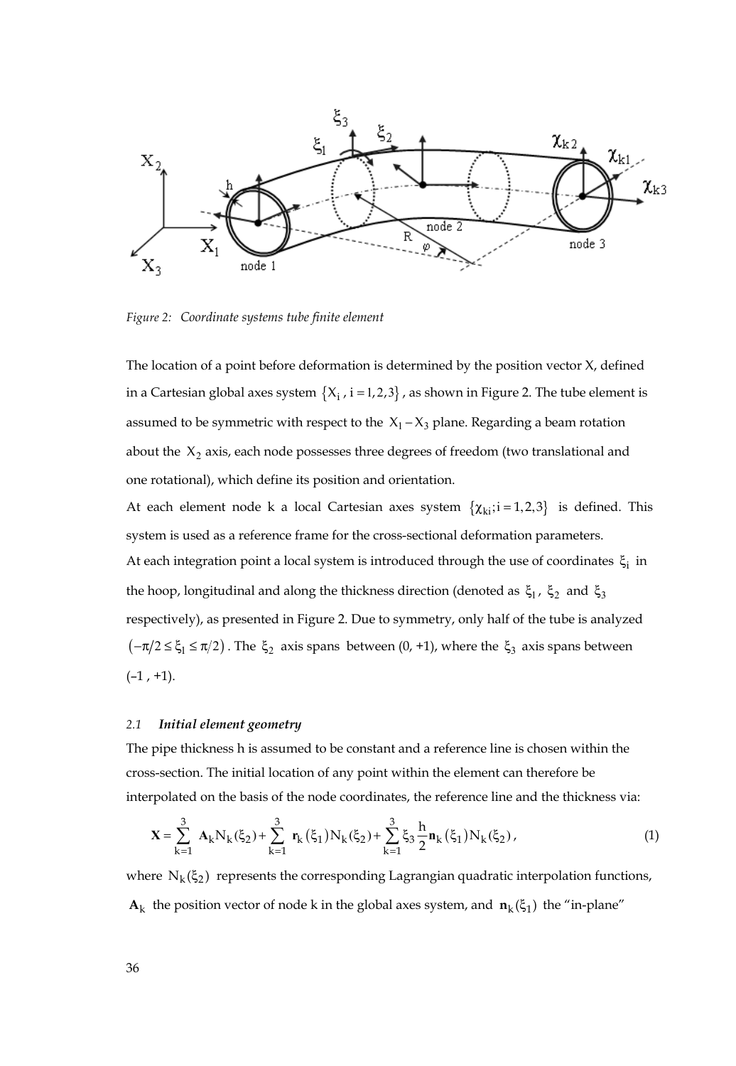*Figure 2: Coordinate systems tube finite element*

The location of a point before deformation is determined by the position vector X, defined in a Cartesian global axes system $\{X_i , i = 1,2,3\}$, as shown in Figure 2. The tube element is assumed to be symmetric with respect to the $X_1 - X_3$ plane. Regarding a beam rotation about the $X_2$ axis, each node possesses three degrees of freedom (two translational and one rotational), which define its position and orientation.

At each element node k a local Cartesian axes system $\{\chi_{ki}; i = 1,2,3\}$ is defined. This system is used as a reference frame for the cross-sectional deformation parameters.

At each integration point a local system is introduced through the use of coordinates $\xi_i$ in the hoop, longitudinal and along the thickness direction (denoted as $\xi_1$, $\xi_2$ and $\xi_3$ respectively), as presented in Figure 2. Due to symmetry, only half of the tube is analyzed $(-\pi/2 \le \xi_1 \le \pi/2)$. The $\xi_2$ axis spans between (0, +1), where the $\xi_3$ axis spans between (–1 , +1).

### 2.1 *Initial element geometry*

The pipe thickness h is assumed to be constant and a reference line is chosen within the cross-section. The initial location of any point within the element can therefore be interpolated on the basis of the node coordinates, the reference line and the thickness via:

$$\mathbf{X} = \sum_{k=1}^{3} \mathbf{A}_k N_k(\xi_2) + \sum_{k=1}^{3} \mathbf{r}_k(\xi_1) N_k(\xi_2) + \sum_{k=1}^{3} \xi_3 \frac{h}{2} \mathbf{n}_k(\xi_1) N_k(\xi_2), \tag{1}$$

where $N_k(\xi_2)$ represents the corresponding Lagrangian quadratic interpolation functions, $\mathbf{A}_k$ the position vector of node k in the global axes system, and $\mathbf{n}_k(\xi_1)$ the "in-plane"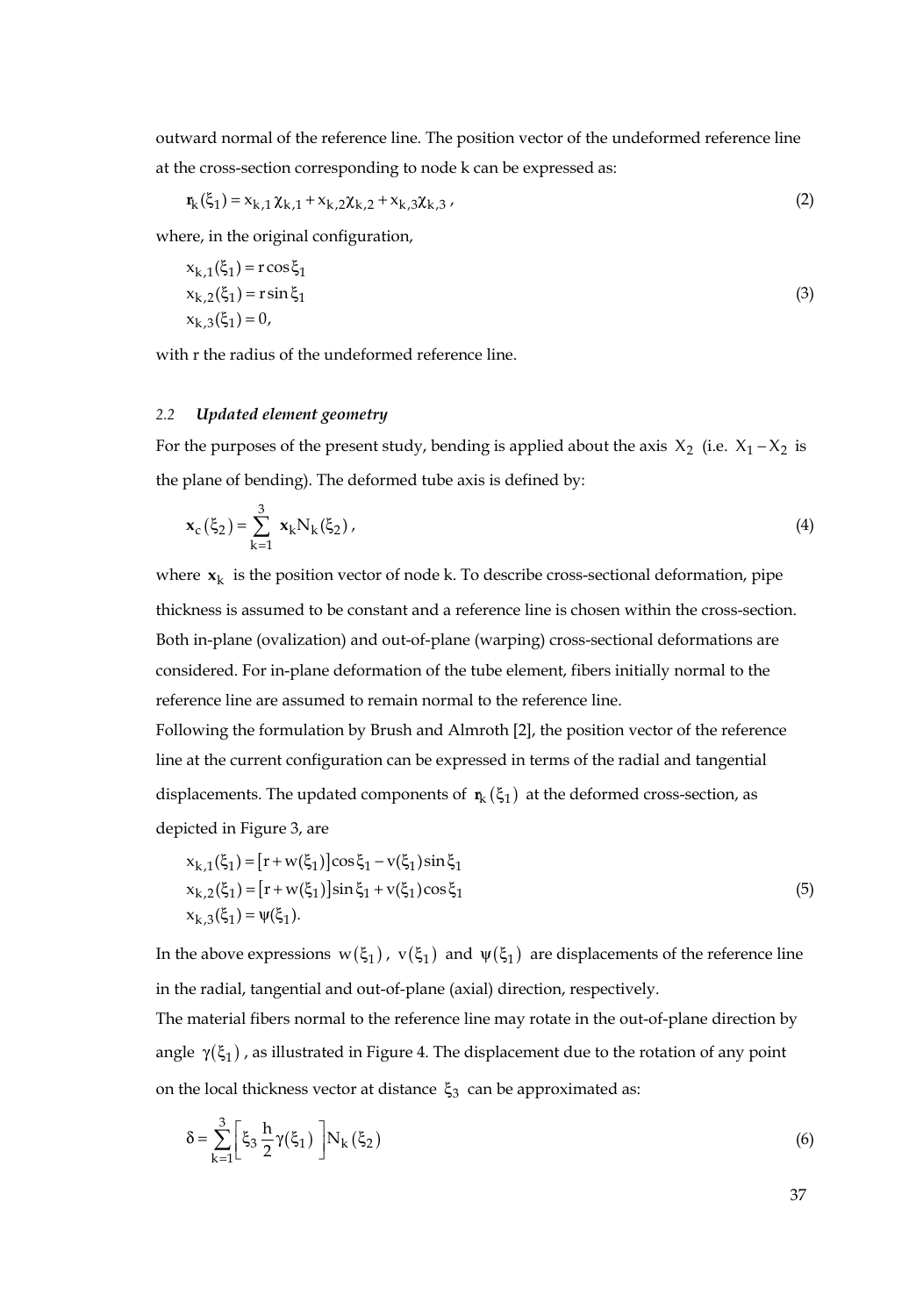outward normal of the reference line. The position vector of the undeformed reference line at the cross-section corresponding to node k can be expressed as:

$$\mathbf{r}_k(\xi_1) = x_{k,1}\chi_{k,1} + x_{k,2}\chi_{k,2} + x_{k,3}\chi_{k,3}\,, \tag{2}$$

where, in the original configuration,

$$\begin{aligned} x_{k,1}(\xi_1) &= r\cos\xi_1 \\ x_{k,2}(\xi_1) &= r\sin\xi_1 \\ x_{k,3}(\xi_1) &= 0, \end{aligned} \tag{3}$$

with r the radius of the undeformed reference line.

### 2.2 *Updated element geometry*

For the purposes of the present study, bending is applied about the axis $X_2$ (i.e. $X_1 - X_2$ is the plane of bending). The deformed tube axis is defined by:

$$\mathbf{x}_c(\xi_2) = \sum_{k=1}^{3} \mathbf{x}_k N_k(\xi_2)\,, \tag{4}$$

where $\mathbf{x}_k$ is the position vector of node k. To describe cross-sectional deformation, pipe thickness is assumed to be constant and a reference line is chosen within the cross-section. Both in-plane (ovalization) and out-of-plane (warping) cross-sectional deformations are considered. For in-plane deformation of the tube element, fibers initially normal to the reference line are assumed to remain normal to the reference line.

Following the formulation by Brush and Almroth [2], the position vector of the reference line at the current configuration can be expressed in terms of the radial and tangential displacements. The updated components of $\mathbf{r}_k(\xi_1)$ at the deformed cross-section, as depicted in Figure 3, are

$$\begin{aligned} x_{k,1}(\xi_1) &= [r + w(\xi_1)]\cos\xi_1 - v(\xi_1)\sin\xi_1 \\ x_{k,2}(\xi_1) &= [r + w(\xi_1)]\sin\xi_1 + v(\xi_1)\cos\xi_1 \\ x_{k,3}(\xi_1) &= \psi(\xi_1). \end{aligned} \tag{5}$$

In the above expressions $w(\xi_1)$, $v(\xi_1)$ and $\psi(\xi_1)$ are displacements of the reference line in the radial, tangential and out-of-plane (axial) direction, respectively.

The material fibers normal to the reference line may rotate in the out-of-plane direction by angle $\gamma(\xi_1)$, as illustrated in Figure 4. The displacement due to the rotation of any point on the local thickness vector at distance $\xi_3$ can be approximated as:

$$\delta = \sum_{k=1}^{3} \left[ \xi_3 \frac{h}{2} \gamma(\xi_1) \right] N_k(\xi_2) \tag{6}$$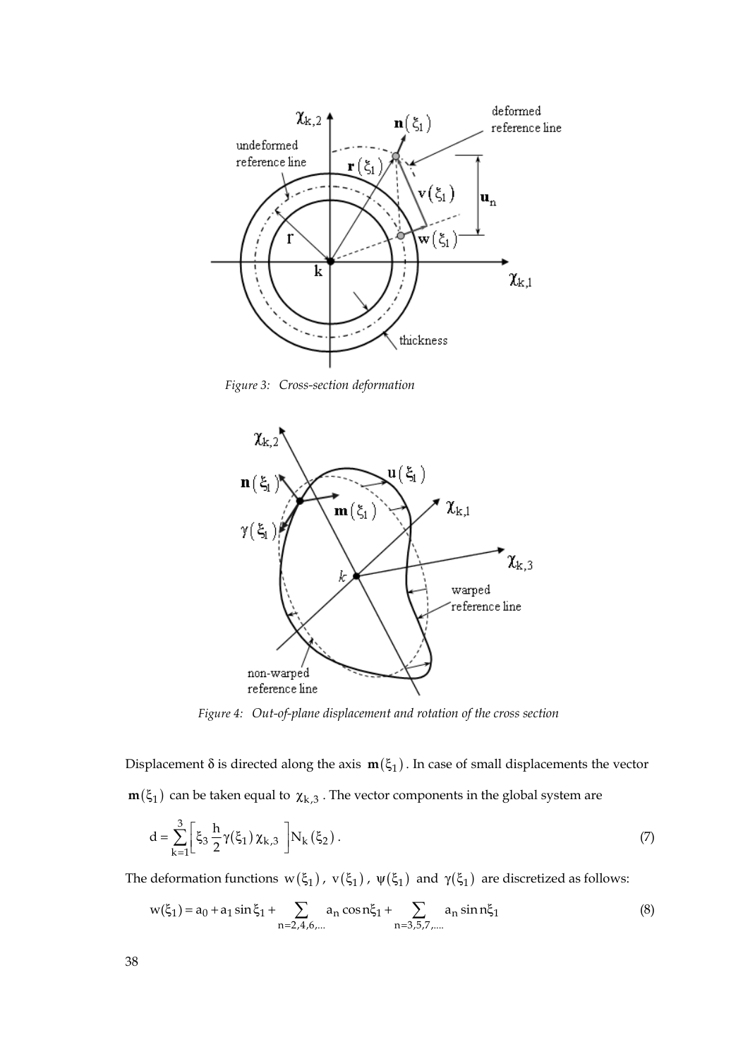*Figure 3: Cross-section deformation*

*Figure 4: Out-of-plane displacement and rotation of the cross section*

Displacement $\delta$ is directed along the axis $\mathbf{m}(\xi_1)$. In case of small displacements the vector $\mathbf{m}(\xi_1)$ can be taken equal to $\chi_{k,3}$. The vector components in the global system are

$$d = \sum_{k=1}^{3} \left[ \xi_3 \frac{h}{2} \gamma(\xi_1) \chi_{k,3} \right] N_k(\xi_2) . \tag{7}$$

The deformation functions $w(\xi_1)$, $v(\xi_1)$, $\psi(\xi_1)$ and $\gamma(\xi_1)$ are discretized as follows:

$$w(\xi_1) = a_0 + a_1 \sin \xi_1 + \sum_{n=2,4,6,...} a_n \cos n\xi_1 + \sum_{n=3,5,7,....} a_n \sin n\xi_1 \tag{8}$$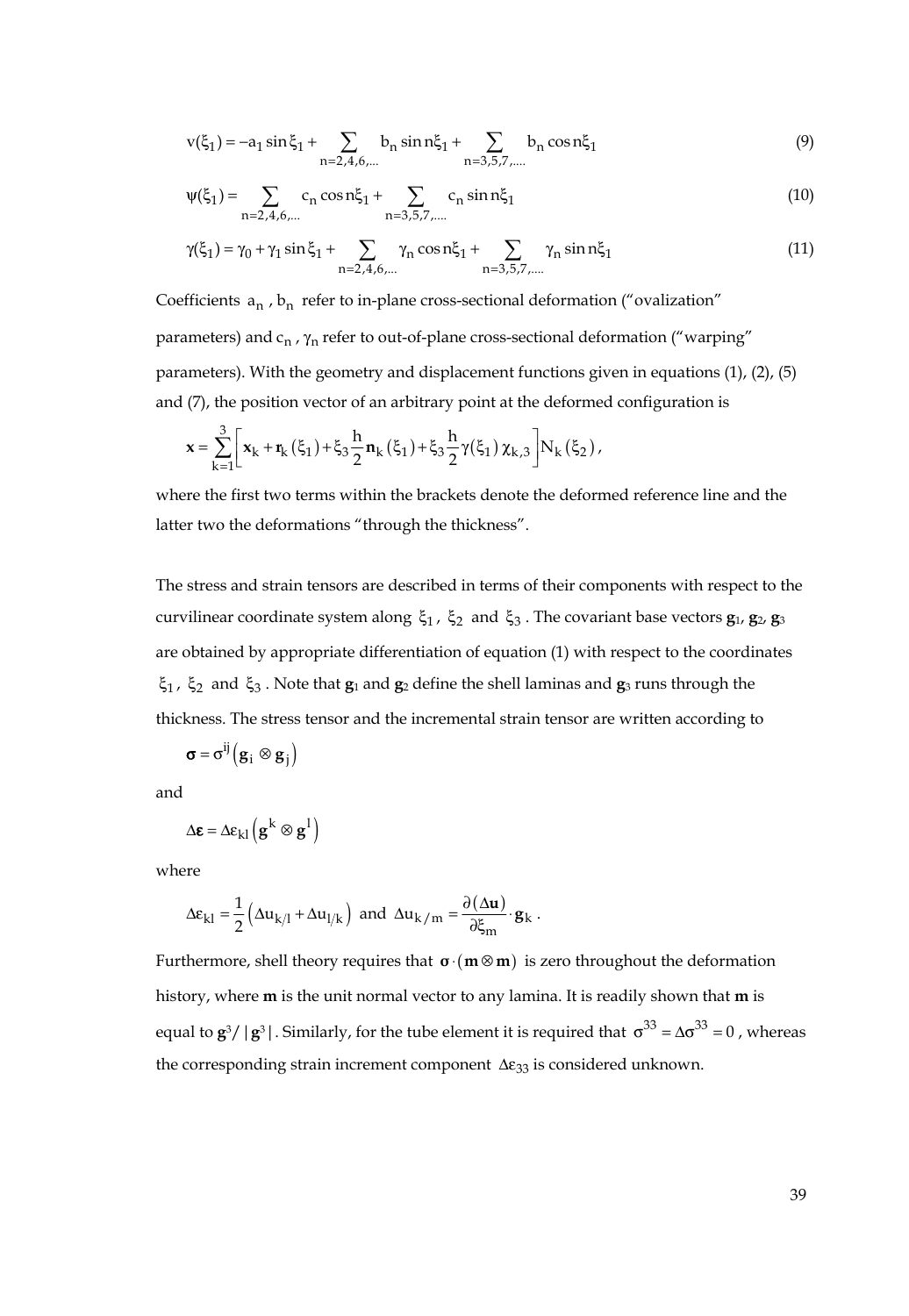$$v(\xi_1) = -a_1 \sin \xi_1 + \sum_{n=2,4,6,...} b_n \sin n\xi_1 + \sum_{n=3,5,7,....} b_n \cos n\xi_1 \tag{9}$$

$$\psi(\xi_1) = \sum_{n=2,4,6,...} c_n \cos n\xi_1 + \sum_{n=3,5,7,....} c_n \sin n\xi_1 \tag{10}$$

$$\gamma(\xi_1) = \gamma_0 + \gamma_1 \sin \xi_1 + \sum_{n=2,4,6,...} \gamma_n \cos n\xi_1 + \sum_{n=3,5,7,....} \gamma_n \sin n\xi_1 \tag{11}$$

Coefficients $a_n$ , $b_n$ refer to in-plane cross-sectional deformation ("ovalization" parameters) and $c_n$ , $\gamma_n$ refer to out-of-plane cross-sectional deformation ("warping" parameters). With the geometry and displacement functions given in equations (1), (2), (5) and (7), the position vector of an arbitrary point at the deformed configuration is

$$\mathbf{x} = \sum_{k=1}^{3} \left[ \mathbf{x}_k + \mathbf{r}_k(\xi_1) + \xi_3 \frac{h}{2} \mathbf{n}_k(\xi_1) + \xi_3 \frac{h}{2} \gamma(\xi_1)\, \chi_{k,3} \right] N_k(\xi_2),$$

where the first two terms within the brackets denote the deformed reference line and the latter two the deformations "through the thickness".

The stress and strain tensors are described in terms of their components with respect to the curvilinear coordinate system along $\xi_1$, $\xi_2$ and $\xi_3$. The covariant base vectors $\mathbf{g}_1$, $\mathbf{g}_2$, $\mathbf{g}_3$ are obtained by appropriate differentiation of equation (1) with respect to the coordinates $\xi_1$, $\xi_2$ and $\xi_3$. Note that $\mathbf{g}_1$ and $\mathbf{g}_2$ define the shell laminas and $\mathbf{g}_3$ runs through the thickness. The stress tensor and the incremental strain tensor are written according to

$$\boldsymbol{\sigma} = \sigma^{ij} \left( \mathbf{g}_i \otimes \mathbf{g}_j \right)$$

and

$$\Delta \boldsymbol{\varepsilon} = \Delta \varepsilon_{kl} \left( \mathbf{g}^k \otimes \mathbf{g}^l \right)$$

where

$$\Delta \varepsilon_{kl} = \frac{1}{2} \left( \Delta u_{k/l} + \Delta u_{l/k} \right) \text{ and } \Delta u_{k/m} = \frac{\partial (\Delta \mathbf{u})}{\partial \xi_m} \cdot \mathbf{g}_k .$$

Furthermore, shell theory requires that $\boldsymbol{\sigma} \cdot (\mathbf{m} \otimes \mathbf{m})$ is zero throughout the deformation history, where $\mathbf{m}$ is the unit normal vector to any lamina. It is readily shown that $\mathbf{m}$ is equal to $\mathbf{g}^3 / |\mathbf{g}^3|$. Similarly, for the tube element it is required that $\sigma^{33} = \Delta\sigma^{33} = 0$, whereas the corresponding strain increment component $\Delta\varepsilon_{33}$ is considered unknown.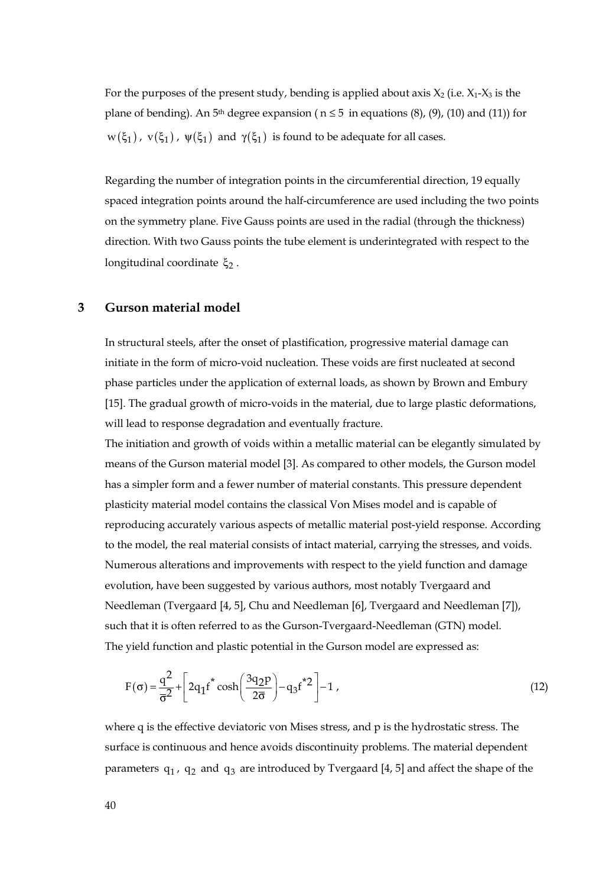For the purposes of the present study, bending is applied about axis $X_2$ (i.e. $X_1$-$X_3$ is the plane of bending). An 5[th] degree expansion ( $n \leq 5$ in equations (8), (9), (10) and (11)) for $w(\xi_1)$, $v(\xi_1)$, $\psi(\xi_1)$ and $\gamma(\xi_1)$ is found to be adequate for all cases.

Regarding the number of integration points in the circumferential direction, 19 equally spaced integration points around the half-circumference are used including the two points on the symmetry plane. Five Gauss points are used in the radial (through the thickness) direction. With two Gauss points the tube element is underintegrated with respect to the longitudinal coordinate $\xi_2$.

## 3 Gurson material model

In structural steels, after the onset of plastification, progressive material damage can initiate in the form of micro-void nucleation. These voids are first nucleated at second phase particles under the application of external loads, as shown by Brown and Embury [15]. The gradual growth of micro-voids in the material, due to large plastic deformations, will lead to response degradation and eventually fracture.

The initiation and growth of voids within a metallic material can be elegantly simulated by means of the Gurson material model [3]. As compared to other models, the Gurson model has a simpler form and a fewer number of material constants. This pressure dependent plasticity material model contains the classical Von Mises model and is capable of reproducing accurately various aspects of metallic material post-yield response. According to the model, the real material consists of intact material, carrying the stresses, and voids. Numerous alterations and improvements with respect to the yield function and damage evolution, have been suggested by various authors, most notably Tvergaard and Needleman (Tvergaard [4, 5], Chu and Needleman [6], Tvergaard and Needleman [7]), such that it is often referred to as the Gurson-Tvergaard-Needleman (GTN) model.

The yield function and plastic potential in the Gurson model are expressed as:

$$F(\sigma) = \frac{q^2}{\bar{\sigma}^2} + \left[ 2q_1 f^* \cosh\left( \frac{3q_2 p}{2\bar{\sigma}} \right) - q_3 f^{*2} \right] - 1 \,, \tag{12}$$

where q is the effective deviatoric von Mises stress, and p is the hydrostatic stress. The surface is continuous and hence avoids discontinuity problems. The material dependent parameters $q_1$, $q_2$ and $q_3$ are introduced by Tvergaard [4, 5] and affect the shape of the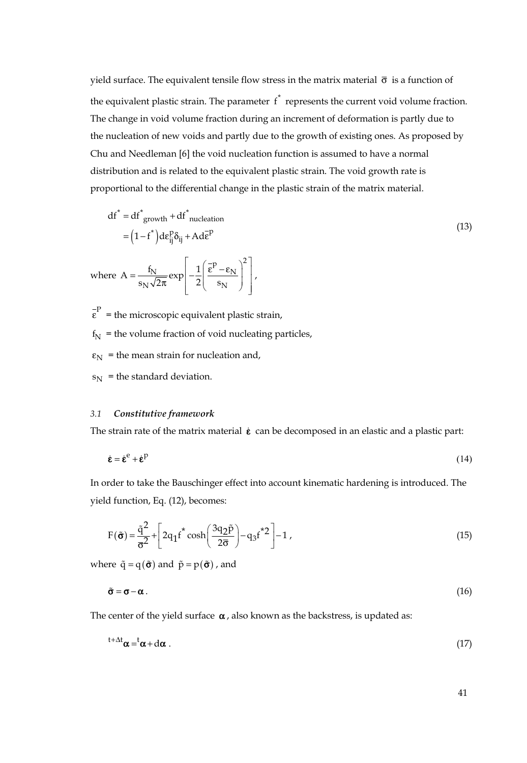yield surface. The equivalent tensile flow stress in the matrix material $\bar{\sigma}$ is a function of the equivalent plastic strain. The parameter $f^*$ represents the current void volume fraction. The change in void volume fraction during an increment of deformation is partly due to the nucleation of new voids and partly due to the growth of existing ones. As proposed by Chu and Needleman [6] the void nucleation function is assumed to have a normal distribution and is related to the equivalent plastic strain. The void growth rate is proportional to the differential change in the plastic strain of the matrix material.

$$
\begin{aligned}
df^* &= df^*_{\text{growth}} + df^*_{\text{nucleation}} \\
&= \left(1 - f^*\right) d\varepsilon^p_{ij}\delta_{ij} + A d\bar{\varepsilon}^p
\end{aligned}
\tag{13}
$$

where $A = \dfrac{f_N}{s_N\sqrt{2\pi}} \exp\left[-\dfrac{1}{2}\left(\dfrac{\bar{\varepsilon}^p - \varepsilon_N}{s_N}\right)^2\right]$,

$\bar{\varepsilon}^p$ = the microscopic equivalent plastic strain,

$f_N$ = the volume fraction of void nucleating particles,

$\varepsilon_N$ = the mean strain for nucleation and,

$s_N$ = the standard deviation.

### 3.1 *Constitutive framework*

The strain rate of the matrix material $\dot{\boldsymbol{\varepsilon}}$ can be decomposed in an elastic and a plastic part:

$$
\dot{\boldsymbol{\varepsilon}} = \dot{\boldsymbol{\varepsilon}}^e + \dot{\boldsymbol{\varepsilon}}^p \tag{14}
$$

In order to take the Bauschinger effect into account kinematic hardening is introduced. The yield function, Eq. (12), becomes:

$$
F(\tilde{\boldsymbol{\sigma}}) = \frac{\tilde{q}^2}{\bar{\sigma}^2} + \left[2q_1 f^* \cosh\left(\frac{3q_2\tilde{p}}{2\bar{\sigma}}\right) - q_3 f^{*2}\right] - 1\,, \tag{15}
$$

where $\tilde{q} = q(\tilde{\boldsymbol{\sigma}})$ and $\tilde{p} = p(\tilde{\boldsymbol{\sigma}})$, and

$$
\tilde{\boldsymbol{\sigma}} = \boldsymbol{\sigma} - \boldsymbol{\alpha}\,. \tag{16}
$$

The center of the yield surface $\boldsymbol{\alpha}$, also known as the backstress, is updated as:

$$
{}^{t+\Delta t}\boldsymbol{\alpha} = {}^{t}\boldsymbol{\alpha} + d\boldsymbol{\alpha}\,. \tag{17}
$$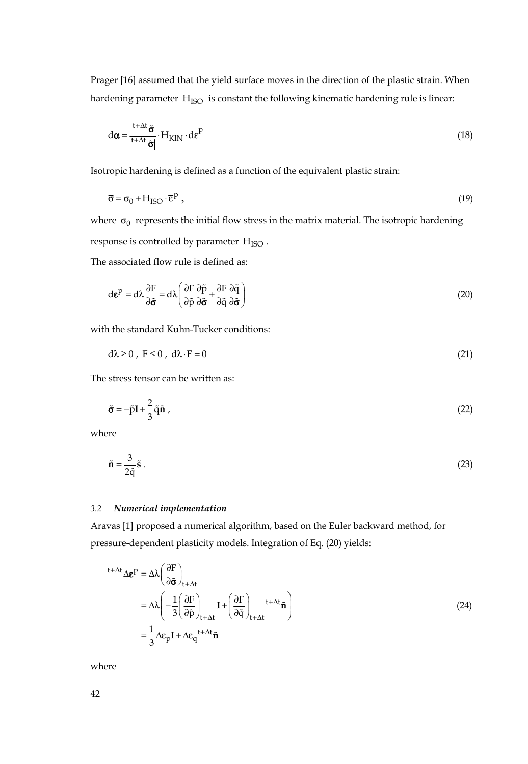Prager [16] assumed that the yield surface moves in the direction of the plastic strain. When hardening parameter $H_{ISO}$ is constant the following kinematic hardening rule is linear:

$$d\boldsymbol{\alpha} = \frac{{}^{t+\Delta t}\tilde{\boldsymbol{\sigma}}}{{}^{t+\Delta t}|\tilde{\boldsymbol{\sigma}}|} \cdot H_{KIN} \cdot d\bar{\varepsilon}^{p} \tag{18}$$

Isotropic hardening is defined as a function of the equivalent plastic strain:

$$\bar{\sigma} = \sigma_0 + H_{ISO} \cdot \bar{\varepsilon}^{p} \,, \tag{19}$$

where $\sigma_0$ represents the initial flow stress in the matrix material. The isotropic hardening response is controlled by parameter $H_{ISO}$.

The associated flow rule is defined as:

$$d\boldsymbol{\varepsilon}^{p} = d\lambda \frac{\partial F}{\partial \tilde{\boldsymbol{\sigma}}} = d\lambda \left( \frac{\partial F}{\partial \tilde{p}} \frac{\partial \tilde{p}}{\partial \tilde{\boldsymbol{\sigma}}} + \frac{\partial F}{\partial \tilde{q}} \frac{\partial \tilde{q}}{\partial \tilde{\boldsymbol{\sigma}}} \right) \tag{20}$$

with the standard Kuhn-Tucker conditions:

$$d\lambda \geq 0 \,,\; F \leq 0 \,,\; d\lambda \cdot F = 0 \tag{21}$$

The stress tensor can be written as:

$$\tilde{\boldsymbol{\sigma}} = -\tilde{p}\mathbf{I} + \frac{2}{3}\tilde{q}\tilde{\mathbf{n}} \,, \tag{22}$$

where

$$\tilde{\mathbf{n}} = \frac{3}{2\tilde{q}}\tilde{\mathbf{s}} \,. \tag{23}$$

### 3.2 *Numerical implementation*

Aravas [1] proposed a numerical algorithm, based on the Euler backward method, for pressure-dependent plasticity models. Integration of Eq. (20) yields:

$$\begin{aligned}
{}^{t+\Delta t}\Delta\boldsymbol{\varepsilon}^{p} &= \Delta\lambda \left( \frac{\partial F}{\partial \tilde{\boldsymbol{\sigma}}} \right)_{t+\Delta t} \\
&= \Delta\lambda \left( -\frac{1}{3} \left( \frac{\partial F}{\partial \tilde{p}} \right)_{t+\Delta t} \mathbf{I} + \left( \frac{\partial F}{\partial \tilde{q}} \right)_{t+\Delta t} {}^{t+\Delta t}\tilde{\mathbf{n}} \right) \\
&= \frac{1}{3}\Delta\varepsilon_{p}\mathbf{I} + \Delta\varepsilon_{q}{}^{t+\Delta t}\tilde{\mathbf{n}}
\end{aligned} \tag{24}$$

where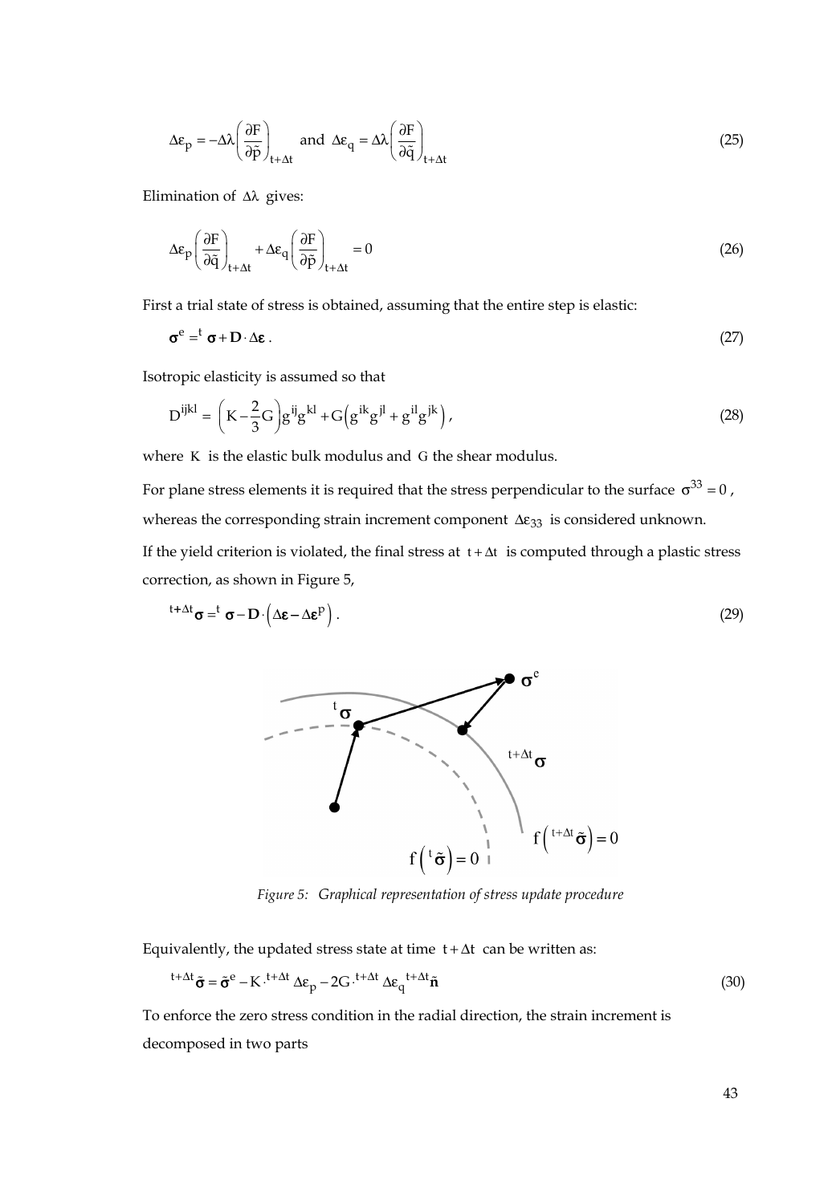$$\Delta\varepsilon_p = -\Delta\lambda\left(\frac{\partial F}{\partial \tilde{p}}\right)_{t+\Delta t} \text{ and } \Delta\varepsilon_q = \Delta\lambda\left(\frac{\partial F}{\partial \tilde{q}}\right)_{t+\Delta t} \tag{25}$$

Elimination of $\Delta\lambda$ gives:

$$\Delta\varepsilon_p\left(\frac{\partial F}{\partial \tilde{q}}\right)_{t+\Delta t} + \Delta\varepsilon_q\left(\frac{\partial F}{\partial \tilde{p}}\right)_{t+\Delta t} = 0 \tag{26}$$

First a trial state of stress is obtained, assuming that the entire step is elastic:

$$\boldsymbol{\sigma}^e = {}^t\boldsymbol{\sigma} + \mathbf{D}\cdot\Delta\boldsymbol{\varepsilon}\,. \tag{27}$$

Isotropic elasticity is assumed so that

$$D^{ijkl} = \left(K - \frac{2}{3}G\right)g^{ij}g^{kl} + G\left(g^{ik}g^{jl} + g^{il}g^{jk}\right), \tag{28}$$

where $K$ is the elastic bulk modulus and $G$ the shear modulus.

For plane stress elements it is required that the stress perpendicular to the surface $\sigma^{33} = 0$, whereas the corresponding strain increment component $\Delta\varepsilon_{33}$ is considered unknown.

If the yield criterion is violated, the final stress at $t + \Delta t$ is computed through a plastic stress correction, as shown in Figure 5,

$$^{t+\Delta t}\boldsymbol{\sigma} = {}^t\boldsymbol{\sigma} - \mathbf{D}\cdot\left(\Delta\boldsymbol{\varepsilon} - \Delta\boldsymbol{\varepsilon}^p\right). \tag{29}$$

*Figure 5: Graphical representation of stress update procedure*

Equivalently, the updated stress state at time $t + \Delta t$ can be written as:

$$^{t+\Delta t}\tilde{\boldsymbol{\sigma}} = \tilde{\boldsymbol{\sigma}}^e - K\cdot{}^{t+\Delta t}\Delta\varepsilon_p - 2G\cdot{}^{t+\Delta t}\Delta\varepsilon_q\,{}^{t+\Delta t}\tilde{\mathbf{n}} \tag{30}$$

To enforce the zero stress condition in the radial direction, the strain increment is decomposed in two parts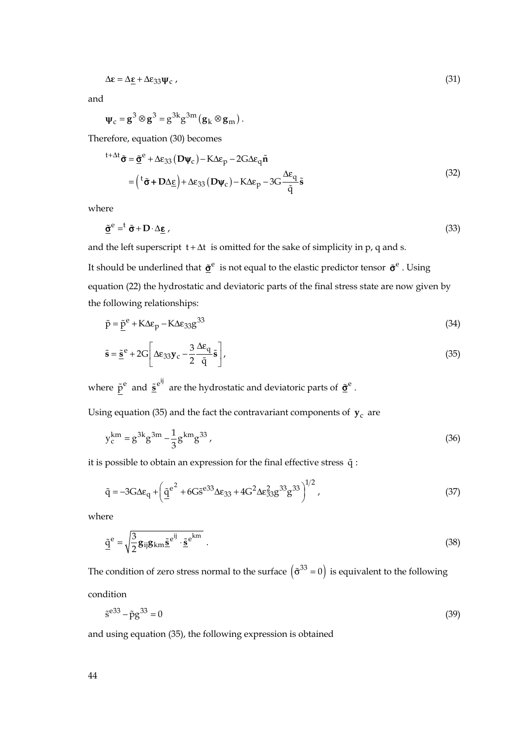$$\Delta \boldsymbol{\varepsilon} = \Delta \underline{\boldsymbol{\varepsilon}} + \Delta \varepsilon_{33} \boldsymbol{\psi}_c \,, \tag{31}$$

and

$$\boldsymbol{\psi}_c = \mathbf{g}^3 \otimes \mathbf{g}^3 = g^{3k} g^{3m} \left( \mathbf{g}_k \otimes \mathbf{g}_m \right).$$

Therefore, equation (30) becomes

$$\begin{aligned} {}^{t+\Delta t}\tilde{\boldsymbol{\sigma}} &= \underline{\tilde{\boldsymbol{\sigma}}}^e + \Delta\varepsilon_{33}\left(\mathbf{D}\boldsymbol{\psi}_c\right) - K\Delta\varepsilon_p - 2G\Delta\varepsilon_q \tilde{\mathbf{n}} \\ &= \left( {}^t\tilde{\boldsymbol{\sigma}} + \mathbf{D}\Delta\underline{\boldsymbol{\varepsilon}} \right) + \Delta\varepsilon_{33}\left(\mathbf{D}\boldsymbol{\psi}_c\right) - K\Delta\varepsilon_p - 3G\frac{\Delta\varepsilon_q}{\tilde{q}}\tilde{\mathbf{s}} \end{aligned} \tag{32}$$

where

$$\underline{\tilde{\boldsymbol{\sigma}}}^e = {}^t\tilde{\boldsymbol{\sigma}} + \mathbf{D} \cdot \Delta \underline{\boldsymbol{\varepsilon}} \,, \tag{33}$$

and the left superscript $t+\Delta t$ is omitted for the sake of simplicity in p, q and s.

It should be underlined that $\underline{\tilde{\boldsymbol{\sigma}}}^e$ is not equal to the elastic predictor tensor $\tilde{\boldsymbol{\sigma}}^e$. Using equation (22) the hydrostatic and deviatoric parts of the final stress state are now given by the following relationships:

$$\tilde{p} = \underline{\tilde{p}}^e + K\Delta\varepsilon_p - K\Delta\varepsilon_{33} g^{33} \tag{34}$$

$$\tilde{\mathbf{s}} = \underline{\tilde{\mathbf{s}}}^e + 2G\left[ \Delta\varepsilon_{33}\mathbf{y}_c - \frac{3}{2}\frac{\Delta\varepsilon_q}{\tilde{q}}\tilde{\mathbf{s}} \right], \tag{35}$$

where $\underline{\tilde{p}}^e$ and $\underline{\tilde{\mathbf{s}}}^{e^{ij}}$ are the hydrostatic and deviatoric parts of $\underline{\tilde{\boldsymbol{\sigma}}}^e$.

Using equation (35) and the fact the contravariant components of $\mathbf{y}_c$ are

$$y_c^{km} = g^{3k} g^{3m} - \frac{1}{3} g^{km} g^{33} \,, \tag{36}$$

it is possible to obtain an expression for the final effective stress $\tilde{q}$:

$$\tilde{q} = -3G\Delta\varepsilon_q + \left( \underline{\tilde{q}}^{e^2} + 6G\tilde{s}^{e33}\Delta\varepsilon_{33} + 4G^2\Delta\varepsilon_{33}^2 g^{33} g^{33} \right)^{1/2}, \tag{37}$$

where

$$\underline{\tilde{q}}^e = \sqrt{\frac{3}{2}\mathbf{g}_{ij}\mathbf{g}_{km}\underline{\tilde{\mathbf{s}}}^{e^{ij}} \cdot \underline{\tilde{\mathbf{s}}}^{e^{km}}} \,. \tag{38}$$

The condition of zero stress normal to the surface $\left(\tilde{\sigma}^{33} = 0\right)$ is equivalent to the following condition

$$\tilde{s}^{e33} - \tilde{p} g^{33} = 0 \tag{39}$$

and using equation (35), the following expression is obtained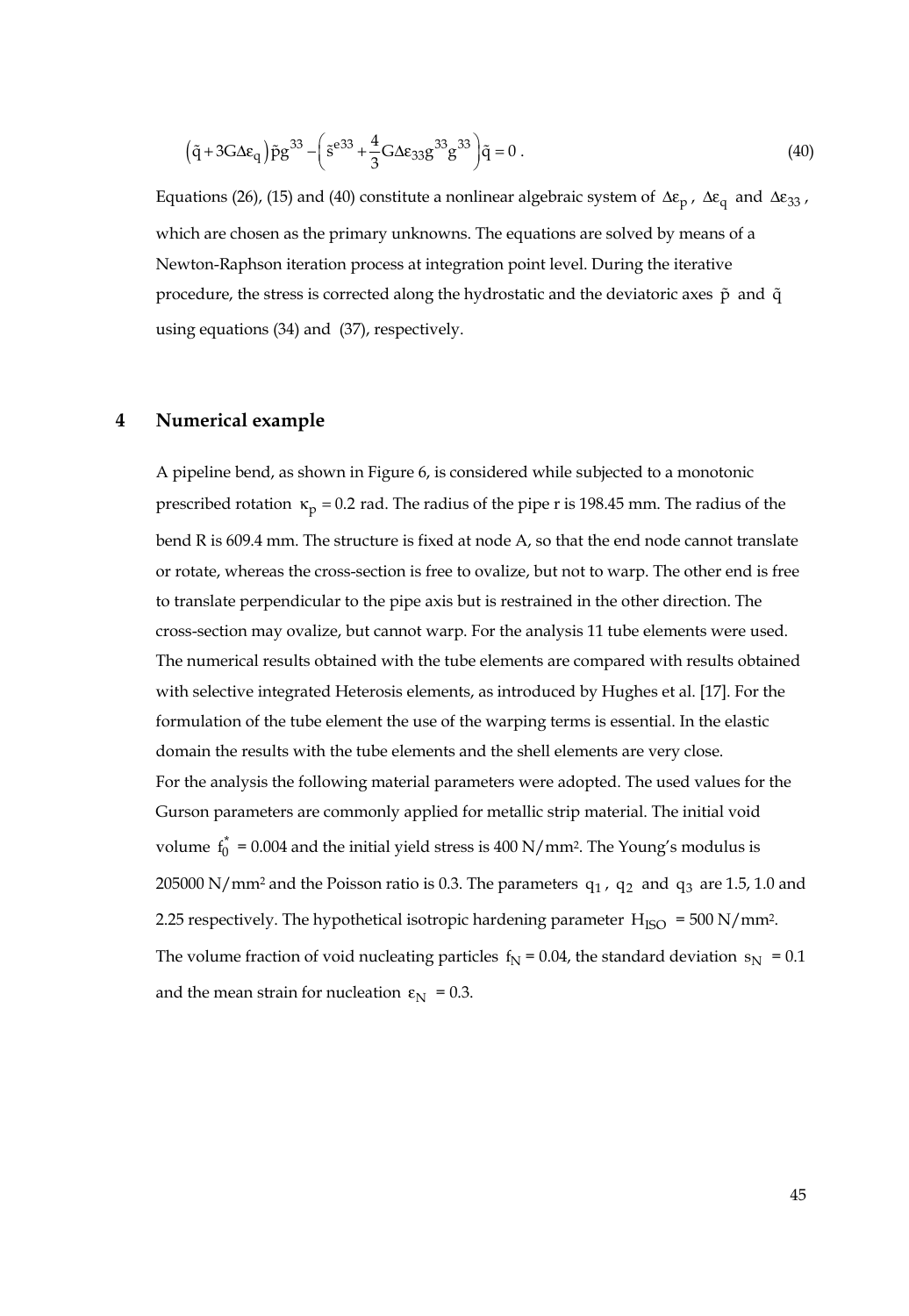$$\left(\tilde{q}+3G\Delta\varepsilon_q\right)\tilde{p}g^{33}-\left(\tilde{s}^{e33}+\frac{4}{3}G\Delta\varepsilon_{33}g^{33}g^{33}\right)\tilde{q}=0\;. \tag{40}$$

Equations (26), (15) and (40) constitute a nonlinear algebraic system of $\Delta\varepsilon_p$, $\Delta\varepsilon_q$ and $\Delta\varepsilon_{33}$, which are chosen as the primary unknowns. The equations are solved by means of a Newton-Raphson iteration process at integration point level. During the iterative procedure, the stress is corrected along the hydrostatic and the deviatoric axes $\tilde{p}$ and $\tilde{q}$ using equations (34) and (37), respectively.

# 4 Numerical example

A pipeline bend, as shown in Figure 6, is considered while subjected to a monotonic prescribed rotation $\kappa_p = 0.2$ rad. The radius of the pipe r is 198.45 mm. The radius of the bend R is 609.4 mm. The structure is fixed at node A, so that the end node cannot translate or rotate, whereas the cross-section is free to ovalize, but not to warp. The other end is free to translate perpendicular to the pipe axis but is restrained in the other direction. The cross-section may ovalize, but cannot warp. For the analysis 11 tube elements were used. The numerical results obtained with the tube elements are compared with results obtained with selective integrated Heterosis elements, as introduced by Hughes et al. [17]. For the formulation of the tube element the use of the warping terms is essential. In the elastic domain the results with the tube elements and the shell elements are very close.
For the analysis the following material parameters were adopted. The used values for the Gurson parameters are commonly applied for metallic strip material. The initial void volume $f_0^*$ = 0.004 and the initial yield stress is 400 N/mm². The Young's modulus is 205000 N/mm² and the Poisson ratio is 0.3. The parameters $q_1$, $q_2$ and $q_3$ are 1.5, 1.0 and 2.25 respectively. The hypothetical isotropic hardening parameter $H_{ISO}$ = 500 N/mm². The volume fraction of void nucleating particles $f_N$ = 0.04, the standard deviation $s_N$ = 0.1 and the mean strain for nucleation $\varepsilon_N$ = 0.3.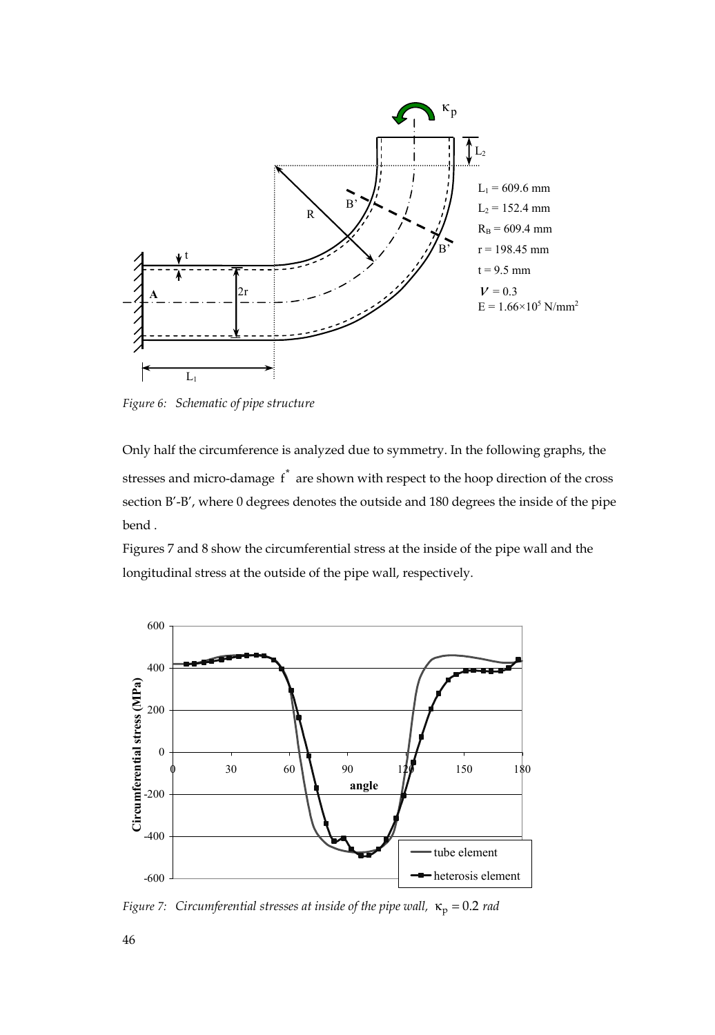Figure 6: Schematic of pipe structure

Only half the circumference is analyzed due to symmetry. In the following graphs, the stresses and micro-damage $f^*$ are shown with respect to the hoop direction of the cross section B'-B', where 0 degrees denotes the outside and 180 degrees the inside of the pipe bend .

Figures 7 and 8 show the circumferential stress at the inside of the pipe wall and the longitudinal stress at the outside of the pipe wall, respectively.

Figure 7: Circumferential stresses at inside of the pipe wall, $\kappa_p = 0.2$ rad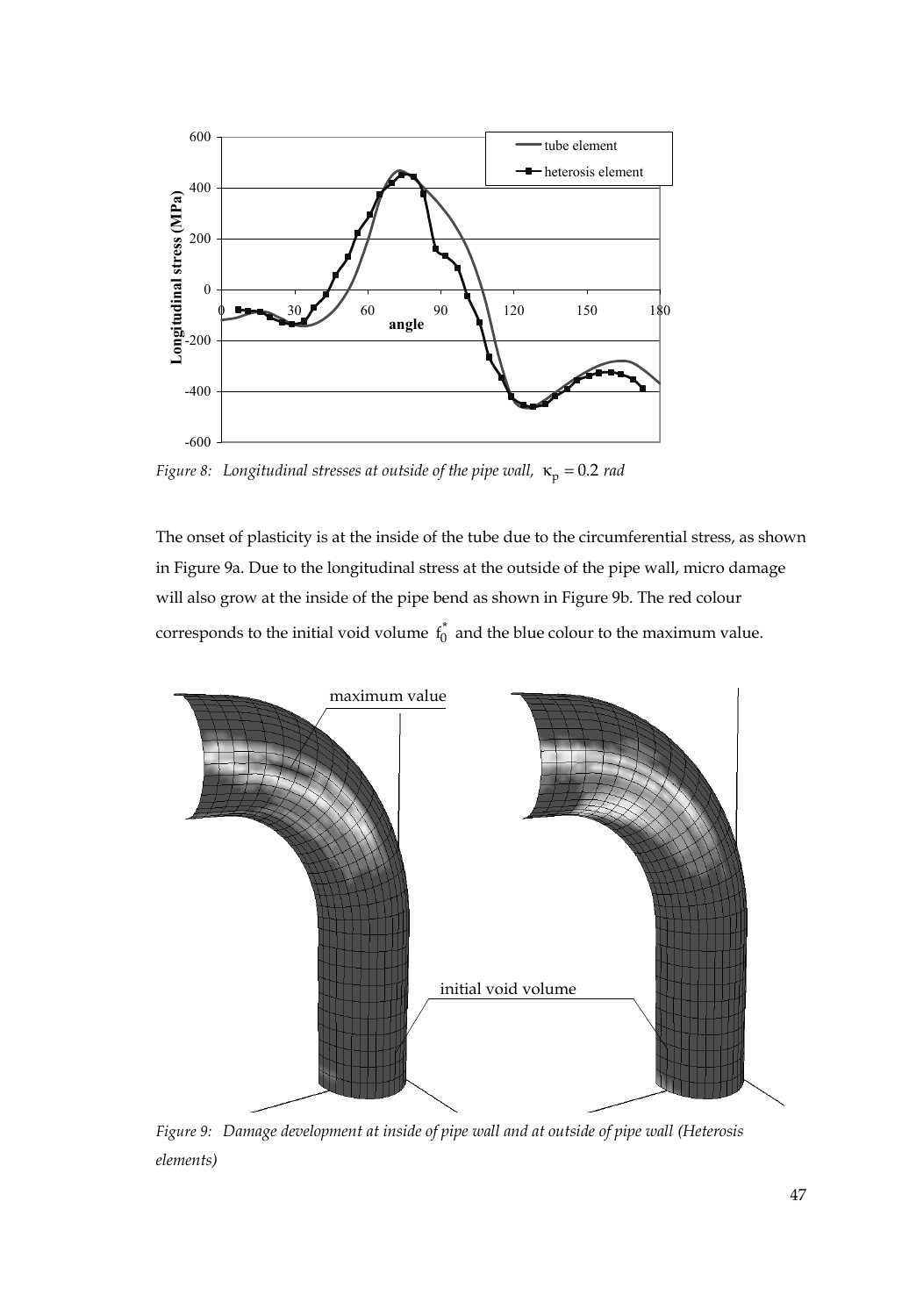*Figure 8: Longitudinal stresses at outside of the pipe wall, $\kappa_p = 0.2$ rad*

The onset of plasticity is at the inside of the tube due to the circumferential stress, as shown in Figure 9a. Due to the longitudinal stress at the outside of the pipe wall, micro damage will also grow at the inside of the pipe bend as shown in Figure 9b. The red colour corresponds to the initial void volume $f_0^*$ and the blue colour to the maximum value.

*Figure 9: Damage development at inside of pipe wall and at outside of pipe wall (Heterosis elements)*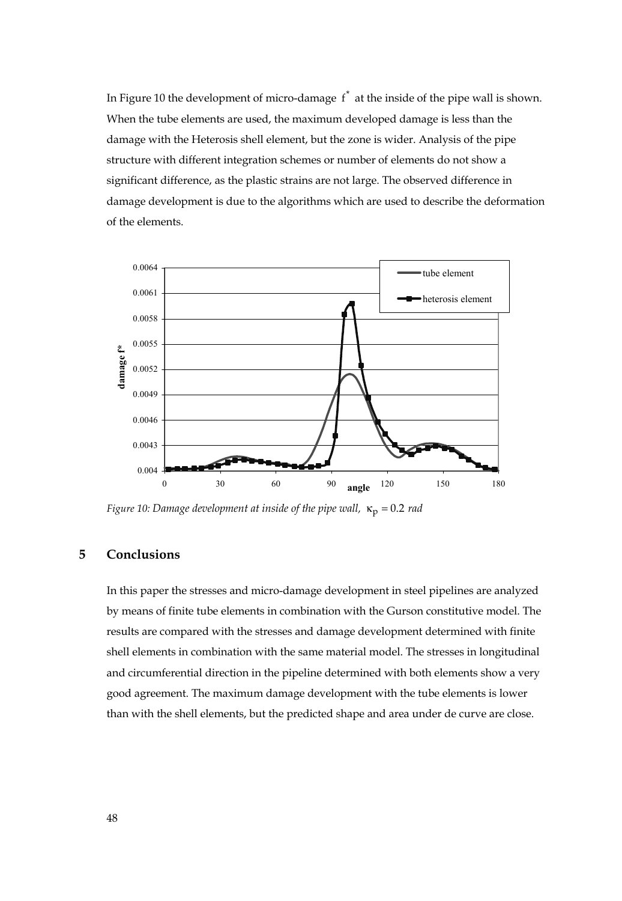In Figure 10 the development of micro-damage $f^*$ at the inside of the pipe wall is shown. When the tube elements are used, the maximum developed damage is less than the damage with the Heterosis shell element, but the zone is wider. Analysis of the pipe structure with different integration schemes or number of elements do not show a significant difference, as the plastic strains are not large. The observed difference in damage development is due to the algorithms which are used to describe the deformation of the elements.

*Figure 10: Damage development at inside of the pipe wall, $\kappa_p = 0.2$ rad*

## 5 Conclusions

In this paper the stresses and micro-damage development in steel pipelines are analyzed by means of finite tube elements in combination with the Gurson constitutive model. The results are compared with the stresses and damage development determined with finite shell elements in combination with the same material model. The stresses in longitudinal and circumferential direction in the pipeline determined with both elements show a very good agreement. The maximum damage development with the tube elements is lower than with the shell elements, but the predicted shape and area under de curve are close.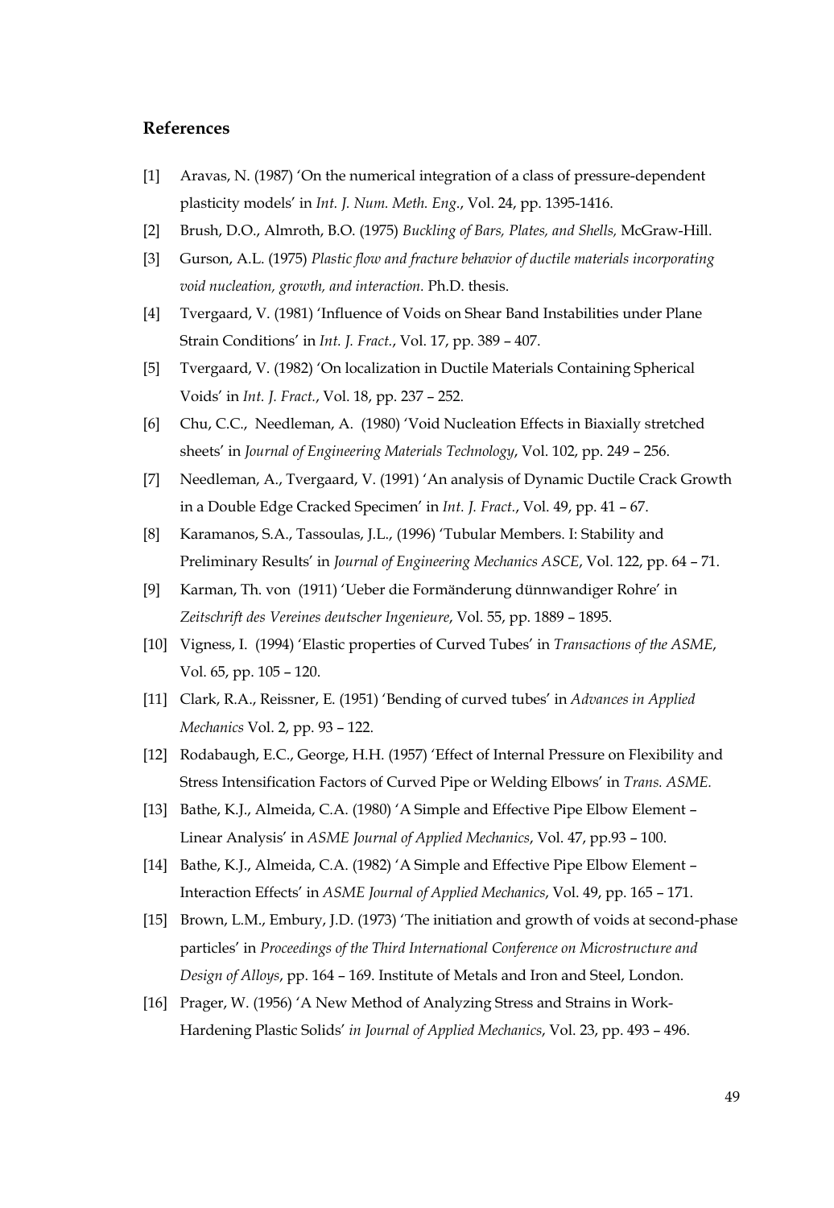## References

[1] Aravas, N. (1987) 'On the numerical integration of a class of pressure-dependent plasticity models' in *Int. J. Num. Meth. Eng.*, Vol. 24, pp. 1395-1416.

[2] Brush, D.O., Almroth, B.O. (1975) *Buckling of Bars, Plates, and Shells,* McGraw-Hill.

[3] Gurson, A.L. (1975) *Plastic flow and fracture behavior of ductile materials incorporating void nucleation, growth, and interaction.* Ph.D. thesis.

[4] Tvergaard, V. (1981) 'Influence of Voids on Shear Band Instabilities under Plane Strain Conditions' in *Int. J. Fract.*, Vol. 17, pp. 389 – 407.

[5] Tvergaard, V. (1982) 'On localization in Ductile Materials Containing Spherical Voids' in *Int. J. Fract.*, Vol. 18, pp. 237 – 252.

[6] Chu, C.C., Needleman, A. (1980) 'Void Nucleation Effects in Biaxially stretched sheets' in *Journal of Engineering Materials Technology*, Vol. 102, pp. 249 – 256.

[7] Needleman, A., Tvergaard, V. (1991) 'An analysis of Dynamic Ductile Crack Growth in a Double Edge Cracked Specimen' in *Int. J. Fract.*, Vol. 49, pp. 41 – 67.

[8] Karamanos, S.A., Tassoulas, J.L., (1996) 'Tubular Members. I: Stability and Preliminary Results' in *Journal of Engineering Mechanics ASCE*, Vol. 122, pp. 64 – 71.

[9] Karman, Th. von (1911) 'Ueber die Formänderung dünnwandiger Rohre' in *Zeitschrift des Vereines deutscher Ingenieure*, Vol. 55, pp. 1889 – 1895.

[10] Vigness, I. (1994) 'Elastic properties of Curved Tubes' in *Transactions of the ASME*, Vol. 65, pp. 105 – 120.

[11] Clark, R.A., Reissner, E. (1951) 'Bending of curved tubes' in *Advances in Applied Mechanics* Vol. 2, pp. 93 – 122.

[12] Rodabaugh, E.C., George, H.H. (1957) 'Effect of Internal Pressure on Flexibility and Stress Intensification Factors of Curved Pipe or Welding Elbows' in *Trans. ASME.*

[13] Bathe, K.J., Almeida, C.A. (1980) 'A Simple and Effective Pipe Elbow Element – Linear Analysis' in *ASME Journal of Applied Mechanics*, Vol. 47, pp.93 – 100.

[14] Bathe, K.J., Almeida, C.A. (1982) 'A Simple and Effective Pipe Elbow Element – Interaction Effects' in *ASME Journal of Applied Mechanics*, Vol. 49, pp. 165 – 171.

[15] Brown, L.M., Embury, J.D. (1973) 'The initiation and growth of voids at second-phase particles' in *Proceedings of the Third International Conference on Microstructure and Design of Alloys*, pp. 164 – 169. Institute of Metals and Iron and Steel, London.

[16] Prager, W. (1956) 'A New Method of Analyzing Stress and Strains in Work-Hardening Plastic Solids' *in Journal of Applied Mechanics*, Vol. 23, pp. 493 – 496.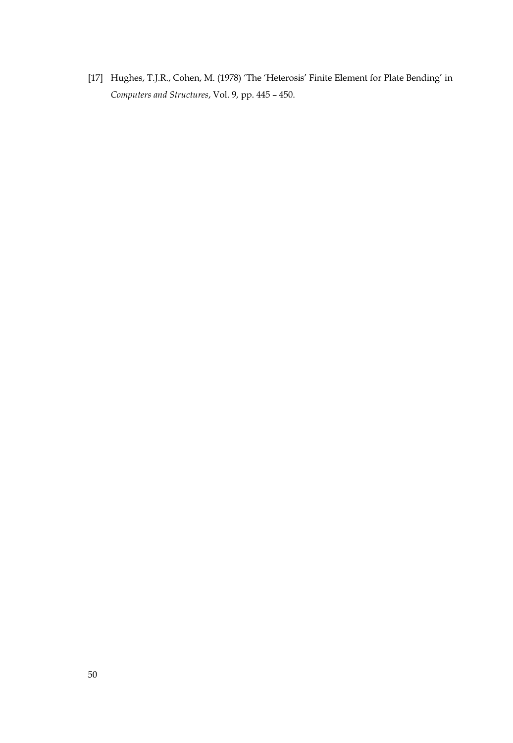[17] Hughes, T.J.R., Cohen, M. (1978) 'The 'Heterosis' Finite Element for Plate Bending' in *Computers and Structures*, Vol. 9, pp. 445 – 450.